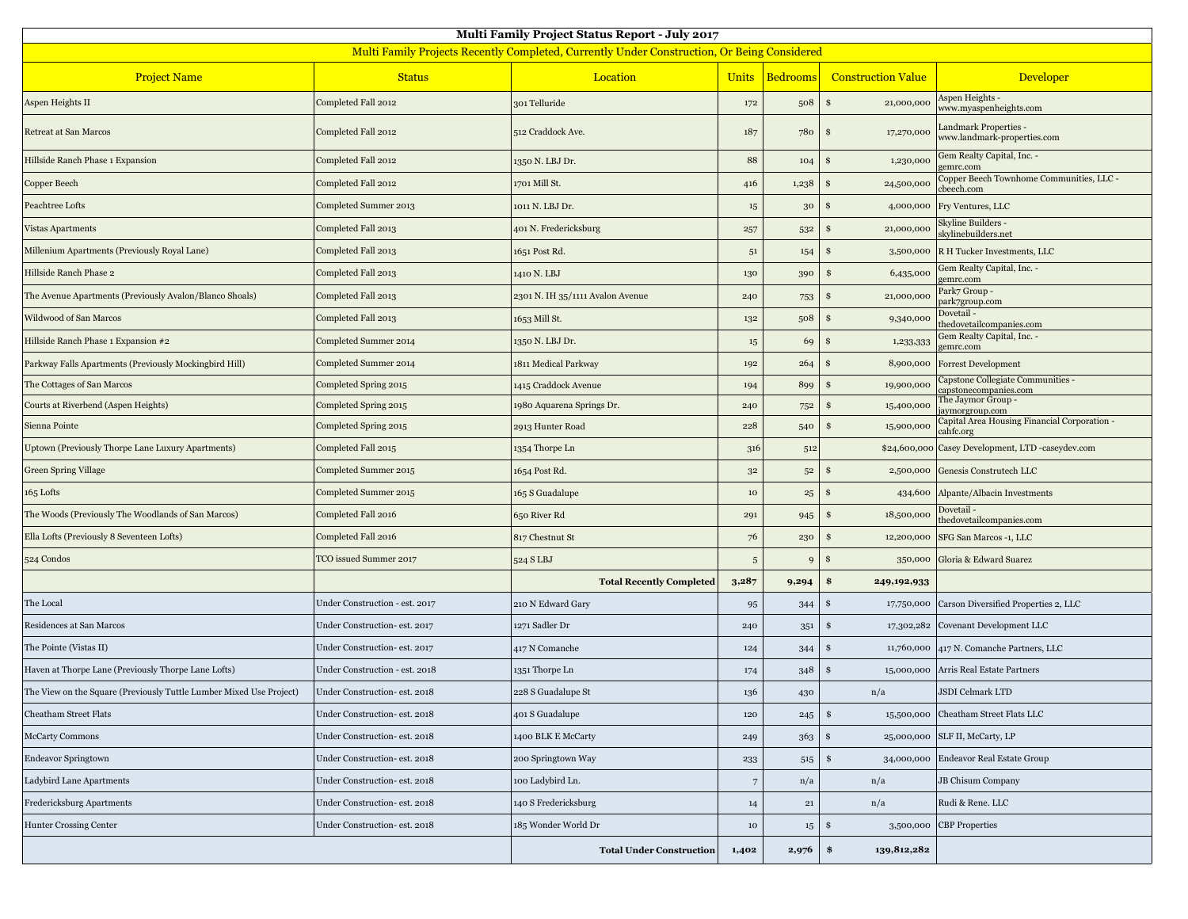# Multi Family Project Status Report - July 2017

## Multi Family Projects Recently Completed, Currently Under Construction, Or Being Considered

| Project Name | Status | Location | Units | Bedrooms | Construction Value | Developer |
|---|---|---|---|---|---|---|
| Aspen Heights II | Completed Fall 2012 | 301 Telluride | 172 | 508 | $ 21,000,000 | Aspen Heights - www.myaspenheights.com |
| Retreat at San Marcos | Completed Fall 2012 | 512 Craddock Ave. | 187 | 780 | $ 17,270,000 | Landmark Properties - www.landmark-properties.com |
| Hillside Ranch Phase 1 Expansion | Completed Fall 2012 | 1350 N. LBJ Dr. | 88 | 104 | $ 1,230,000 | Gem Realty Capital, Inc. - gemrc.com |
| Copper Beech | Completed Fall 2012 | 1701 Mill St. | 416 | 1,238 | $ 24,500,000 | Copper Beech Townhome Communities, LLC - cbeech.com |
| Peachtree Lofts | Completed Summer 2013 | 1011 N. LBJ Dr. | 15 | 30 | $ 4,000,000 | Fry Ventures, LLC |
| Vistas Apartments | Completed Fall 2013 | 401 N. Fredericksburg | 257 | 532 | $ 21,000,000 | Skyline Builders - skylinebuilders.net |
| Millenium Apartments (Previously Royal Lane) | Completed Fall 2013 | 1651 Post Rd. | 51 | 154 | $ 3,500,000 | R H Tucker Investments, LLC |
| Hillside Ranch Phase 2 | Completed Fall 2013 | 1410 N. LBJ | 130 | 390 | $ 6,435,000 | Gem Realty Capital, Inc. - gemrc.com |
| The Avenue Apartments (Previously Avalon/Blanco Shoals) | Completed Fall 2013 | 2301 N. IH 35/1111 Avalon Avenue | 240 | 753 | $ 21,000,000 | Park7 Group - park7group.com |
| Wildwood of San Marcos | Completed Fall 2013 | 1653 Mill St. | 132 | 508 | $ 9,340,000 | Dovetail - thedovetailcompanies.com |
| Hillside Ranch Phase 1 Expansion #2 | Completed Summer 2014 | 1350 N. LBJ Dr. | 15 | 69 | $ 1,233,333 | Gem Realty Capital, Inc. - gemrc.com |
| Parkway Falls Apartments (Previously Mockingbird Hill) | Completed Summer 2014 | 1811 Medical Parkway | 192 | 264 | $ 8,900,000 | Forrest Development |
| The Cottages of San Marcos | Completed Spring 2015 | 1415 Craddock Avenue | 194 | 899 | $ 19,900,000 | Capstone Collegiate Communities - capstonecompanies.com |
| Courts at Riverbend (Aspen Heights) | Completed Spring 2015 | 1980 Aquarena Springs Dr. | 240 | 752 | $ 15,400,000 | The Jaymor Group - jaymorgroup.com |
| Sienna Pointe | Completed Spring 2015 | 2913 Hunter Road | 228 | 540 | $ 15,900,000 | Capital Area Housing Financial Corporation - cahfc.org |
| Uptown (Previously Thorpe Lane Luxury Apartments) | Completed Fall 2015 | 1354 Thorpe Ln | 316 | 512 | $24,600,000 | Casey Development, LTD -caseydev.com |
| Green Spring Village | Completed Summer 2015 | 1654 Post Rd. | 32 | 52 | $ 2,500,000 | Genesis Construtech LLC |
| 165 Lofts | Completed Summer 2015 | 165 S Guadalupe | 10 | 25 | $ 434,600 | Alpante/Albacin Investments |
| The Woods (Previously The Woodlands of San Marcos) | Completed Fall 2016 | 650 River Rd | 291 | 945 | $ 18,500,000 | Dovetail - thedovetailcompanies.com |
| Ella Lofts (Previously 8 Seventeen Lofts) | Completed Fall 2016 | 817 Chestnut St | 76 | 230 | $ 12,200,000 | SFG San Marcos -1, LLC |
| 524 Condos | TCO issued Summer 2017 | 524 S LBJ | 5 | 9 | $ 350,000 | Gloria & Edward Suarez |
| | | **Total Recently Completed** | **3,287** | **9,294** | **$ 249,192,933** | |
| The Local | Under Construction - est. 2017 | 210 N Edward Gary | 95 | 344 | $ 17,750,000 | Carson Diversified Properties 2, LLC |
| Residences at San Marcos | Under Construction- est. 2017 | 1271 Sadler Dr | 240 | 351 | $ 17,302,282 | Covenant Development LLC |
| The Pointe (Vistas II) | Under Construction- est. 2017 | 417 N Comanche | 124 | 344 | $ 11,760,000 | 417 N. Comanche Partners, LLC |
| Haven at Thorpe Lane (Previously Thorpe Lane Lofts) | Under Construction - est. 2018 | 1351 Thorpe Ln | 174 | 348 | $ 15,000,000 | Arris Real Estate Partners |
| The View on the Square (Previously Tuttle Lumber Mixed Use Project) | Under Construction- est. 2018 | 228 S Guadalupe St | 136 | 430 | n/a | JSDI Celmark LTD |
| Cheatham Street Flats | Under Construction- est. 2018 | 401 S Guadalupe | 120 | 245 | $ 15,500,000 | Cheatham Street Flats LLC |
| McCarty Commons | Under Construction- est. 2018 | 1400 BLK E McCarty | 249 | 363 | $ 25,000,000 | SLF II, McCarty, LP |
| Endeavor Springtown | Under Construction- est. 2018 | 200 Springtown Way | 233 | 515 | $ 34,000,000 | Endeavor Real Estate Group |
| Ladybird Lane Apartments | Under Construction- est. 2018 | 100 Ladybird Ln. | 7 | n/a | n/a | JB Chisum Company |
| Fredericksburg Apartments | Under Construction- est. 2018 | 140 S Fredericksburg | 14 | 21 | n/a | Rudi & Rene. LLC |
| Hunter Crossing Center | Under Construction- est. 2018 | 185 Wonder World Dr | 10 | 15 | $ 3,500,000 | CBP Properties |
| | | **Total Under Construction** | **1,402** | **2,976** | **$ 139,812,282** | |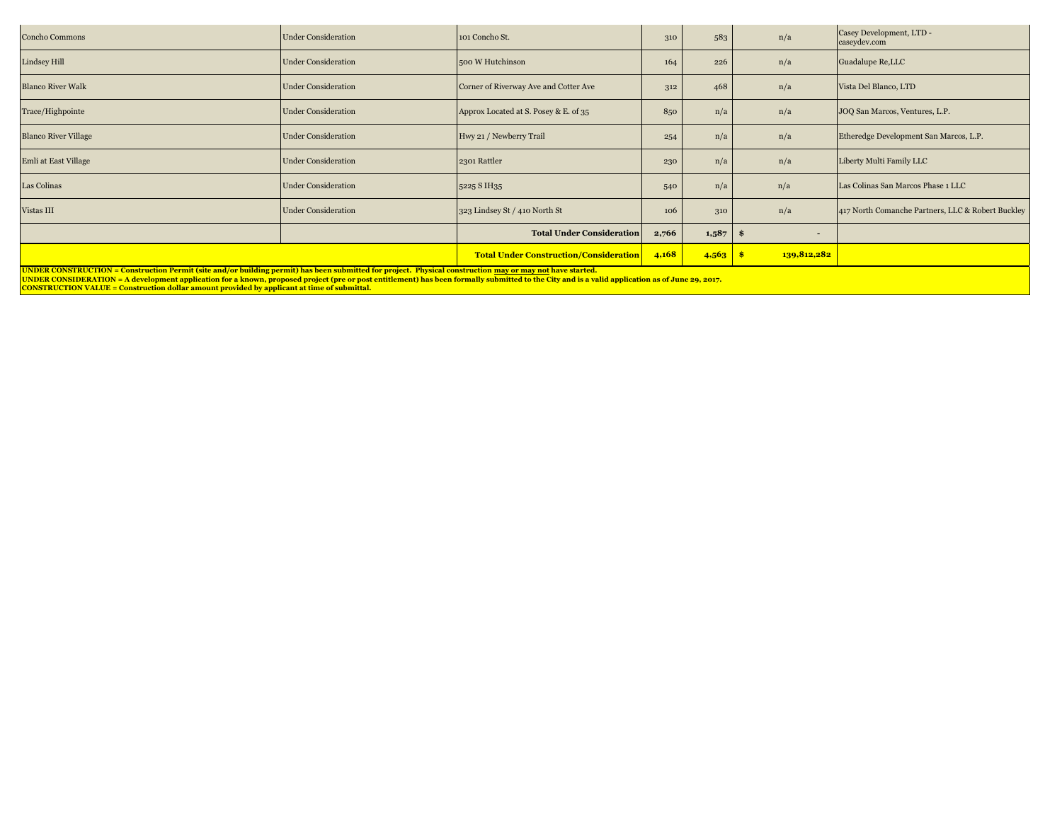| | | | | | | |
|---|---|---|---|---|---|---|
| Concho Commons | Under Consideration | 101 Concho St. | 310 | 583 | n/a | Casey Development, LTD - caseydev.com |
| Lindsey Hill | Under Consideration | 500 W Hutchinson | 164 | 226 | n/a | Guadalupe Re,LLC |
| Blanco River Walk | Under Consideration | Corner of Riverway Ave and Cotter Ave | 312 | 468 | n/a | Vista Del Blanco, LTD |
| Trace/Highpointe | Under Consideration | Approx Located at S. Posey & E. of 35 | 850 | n/a | n/a | JOQ San Marcos, Ventures, L.P. |
| Blanco River Village | Under Consideration | Hwy 21 / Newberry Trail | 254 | n/a | n/a | Etheredge Development San Marcos, L.P. |
| Emli at East Village | Under Consideration | 2301 Rattler | 230 | n/a | n/a | Liberty Multi Family LLC |
| Las Colinas | Under Consideration | 5225 S IH35 | 540 | n/a | n/a | Las Colinas San Marcos Phase 1 LLC |
| Vistas III | Under Consideration | 323 Lindsey St / 410 North St | 106 | 310 | n/a | 417 North Comanche Partners, LLC & Robert Buckley |
| | | **Total Under Consideration** | **2,766** | **1,587** | **$ -** | |
| | | **Total Under Construction/Consideration** | **4,168** | **4,563** | **$ 139,812,282** | |

**UNDER CONSTRUCTION = Construction Permit (site and/or building permit) has been submitted for project. Physical construction may or may not have started.**
**UNDER CONSIDERATION = A development application for a known, proposed project (pre or post entitlement) has been formally submitted to the City and is a valid application as of June 29, 2017.**
**CONSTRUCTION VALUE = Construction dollar amount provided by applicant at time of submittal.**